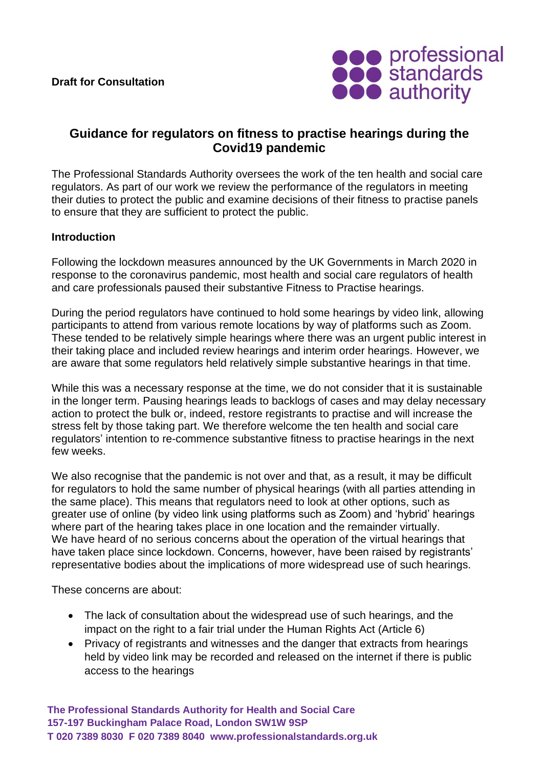**Draft for Consultation**

# Guidance for regulators on fitness to practise hearings during the Covid19 pandemic

The Professional Standards Authority oversees the work of the ten health and social care regulators. As part of our work we review the performance of the regulators in meeting their duties to protect the public and examine decisions of their fitness to practise panels to ensure that they are sufficient to protect the public.

## Introduction

Following the lockdown measures announced by the UK Governments in March 2020 in response to the coronavirus pandemic, most health and social care regulators of health and care professionals paused their substantive Fitness to Practise hearings.

During the period regulators have continued to hold some hearings by video link, allowing participants to attend from various remote locations by way of platforms such as Zoom. These tended to be relatively simple hearings where there was an urgent public interest in their taking place and included review hearings and interim order hearings. However, we are aware that some regulators held relatively simple substantive hearings in that time.

While this was a necessary response at the time, we do not consider that it is sustainable in the longer term. Pausing hearings leads to backlogs of cases and may delay necessary action to protect the bulk or, indeed, restore registrants to practise and will increase the stress felt by those taking part. We therefore welcome the ten health and social care regulators' intention to re-commence substantive fitness to practise hearings in the next few weeks.

We also recognise that the pandemic is not over and that, as a result, it may be difficult for regulators to hold the same number of physical hearings (with all parties attending in the same place). This means that regulators need to look at other options, such as greater use of online (by video link using platforms such as Zoom) and 'hybrid' hearings where part of the hearing takes place in one location and the remainder virtually. We have heard of no serious concerns about the operation of the virtual hearings that have taken place since lockdown. Concerns, however, have been raised by registrants' representative bodies about the implications of more widespread use of such hearings.

These concerns are about:

- The lack of consultation about the widespread use of such hearings, and the impact on the right to a fair trial under the Human Rights Act (Article 6)
- Privacy of registrants and witnesses and the danger that extracts from hearings held by video link may be recorded and released on the internet if there is public access to the hearings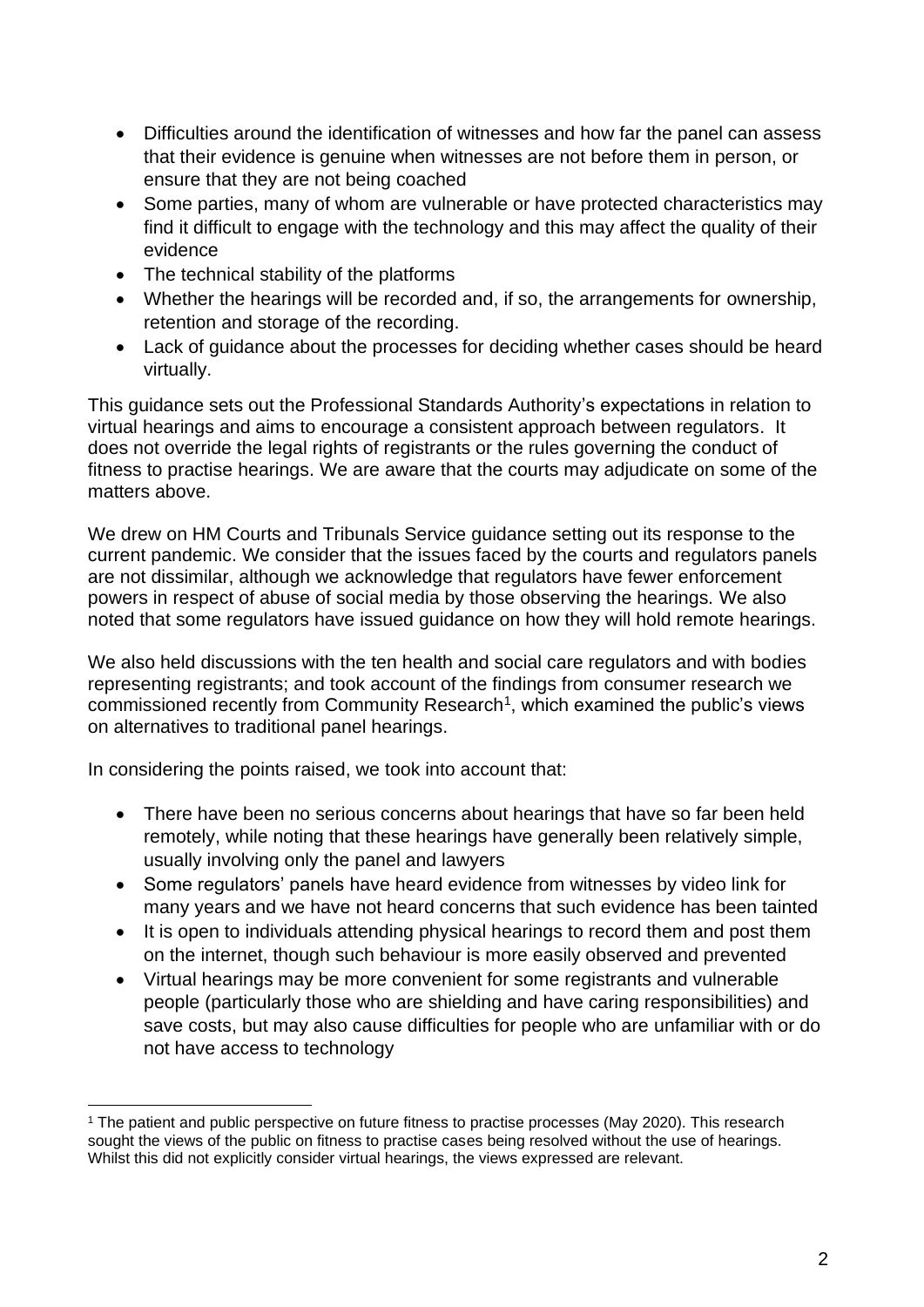- Difficulties around the identification of witnesses and how far the panel can assess that their evidence is genuine when witnesses are not before them in person, or ensure that they are not being coached
- Some parties, many of whom are vulnerable or have protected characteristics may find it difficult to engage with the technology and this may affect the quality of their evidence
- The technical stability of the platforms
- Whether the hearings will be recorded and, if so, the arrangements for ownership, retention and storage of the recording.
- Lack of guidance about the processes for deciding whether cases should be heard virtually.

This guidance sets out the Professional Standards Authority's expectations in relation to virtual hearings and aims to encourage a consistent approach between regulators. It does not override the legal rights of registrants or the rules governing the conduct of fitness to practise hearings. We are aware that the courts may adjudicate on some of the matters above.

We drew on HM Courts and Tribunals Service guidance setting out its response to the current pandemic. We consider that the issues faced by the courts and regulators panels are not dissimilar, although we acknowledge that regulators have fewer enforcement powers in respect of abuse of social media by those observing the hearings. We also noted that some regulators have issued guidance on how they will hold remote hearings.

We also held discussions with the ten health and social care regulators and with bodies representing registrants; and took account of the findings from consumer research we commissioned recently from Community Research[1], which examined the public's views on alternatives to traditional panel hearings.

In considering the points raised, we took into account that:

- There have been no serious concerns about hearings that have so far been held remotely, while noting that these hearings have generally been relatively simple, usually involving only the panel and lawyers
- Some regulators' panels have heard evidence from witnesses by video link for many years and we have not heard concerns that such evidence has been tainted
- It is open to individuals attending physical hearings to record them and post them on the internet, though such behaviour is more easily observed and prevented
- Virtual hearings may be more convenient for some registrants and vulnerable people (particularly those who are shielding and have caring responsibilities) and save costs, but may also cause difficulties for people who are unfamiliar with or do not have access to technology

[1] The patient and public perspective on future fitness to practise processes (May 2020). This research sought the views of the public on fitness to practise cases being resolved without the use of hearings. Whilst this did not explicitly consider virtual hearings, the views expressed are relevant.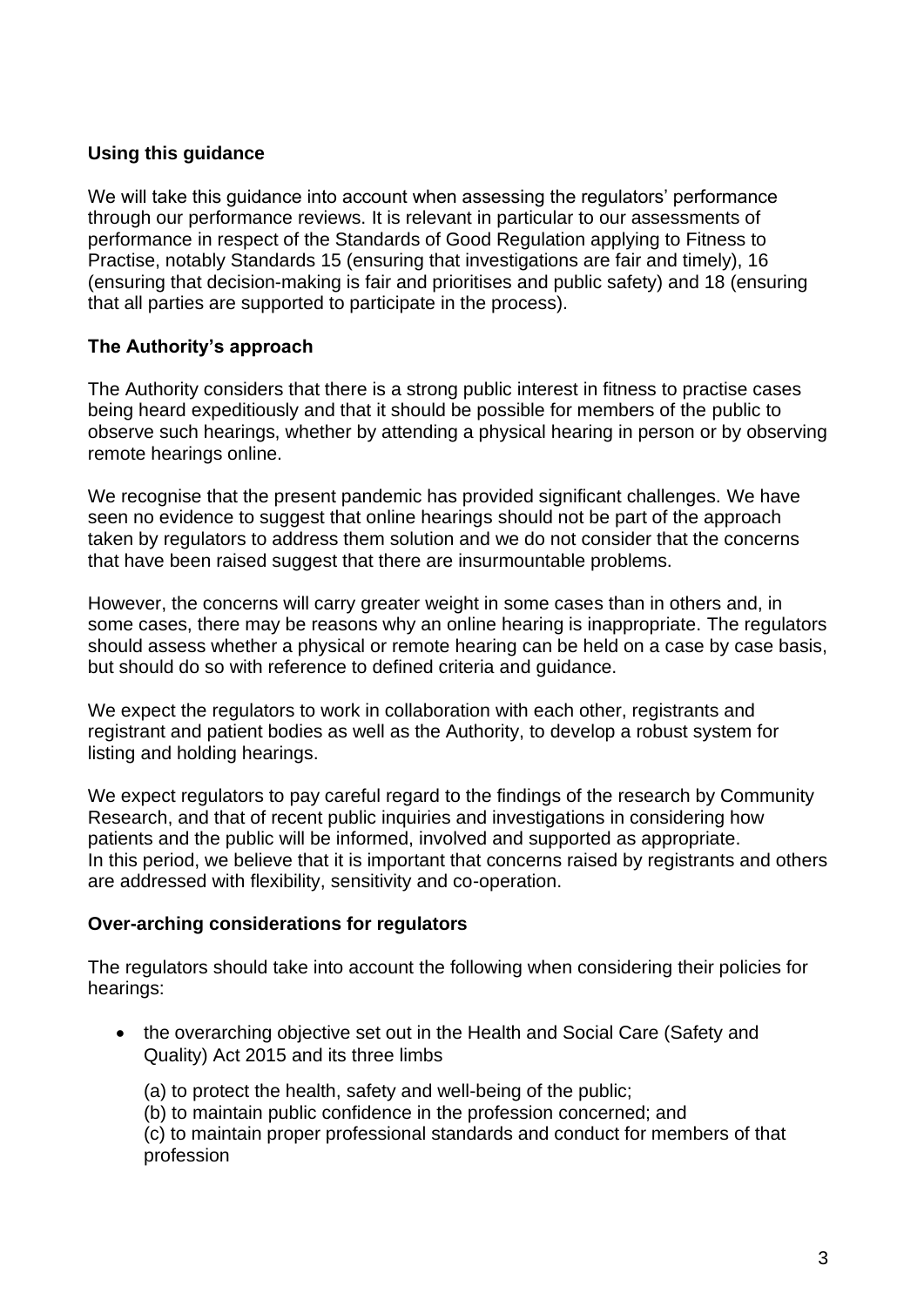### Using this guidance

We will take this guidance into account when assessing the regulators' performance through our performance reviews. It is relevant in particular to our assessments of performance in respect of the Standards of Good Regulation applying to Fitness to Practise, notably Standards 15 (ensuring that investigations are fair and timely), 16 (ensuring that decision-making is fair and prioritises and public safety) and 18 (ensuring that all parties are supported to participate in the process).

### The Authority's approach

The Authority considers that there is a strong public interest in fitness to practise cases being heard expeditiously and that it should be possible for members of the public to observe such hearings, whether by attending a physical hearing in person or by observing remote hearings online.

We recognise that the present pandemic has provided significant challenges. We have seen no evidence to suggest that online hearings should not be part of the approach taken by regulators to address them solution and we do not consider that the concerns that have been raised suggest that there are insurmountable problems.

However, the concerns will carry greater weight in some cases than in others and, in some cases, there may be reasons why an online hearing is inappropriate. The regulators should assess whether a physical or remote hearing can be held on a case by case basis, but should do so with reference to defined criteria and guidance.

We expect the regulators to work in collaboration with each other, registrants and registrant and patient bodies as well as the Authority, to develop a robust system for listing and holding hearings.

We expect regulators to pay careful regard to the findings of the research by Community Research, and that of recent public inquiries and investigations in considering how patients and the public will be informed, involved and supported as appropriate.
In this period, we believe that it is important that concerns raised by registrants and others are addressed with flexibility, sensitivity and co-operation.

### Over-arching considerations for regulators

The regulators should take into account the following when considering their policies for hearings:

- the overarching objective set out in the Health and Social Care (Safety and Quality) Act 2015 and its three limbs

  (a) to protect the health, safety and well-being of the public;
  (b) to maintain public confidence in the profession concerned; and
  (c) to maintain proper professional standards and conduct for members of that profession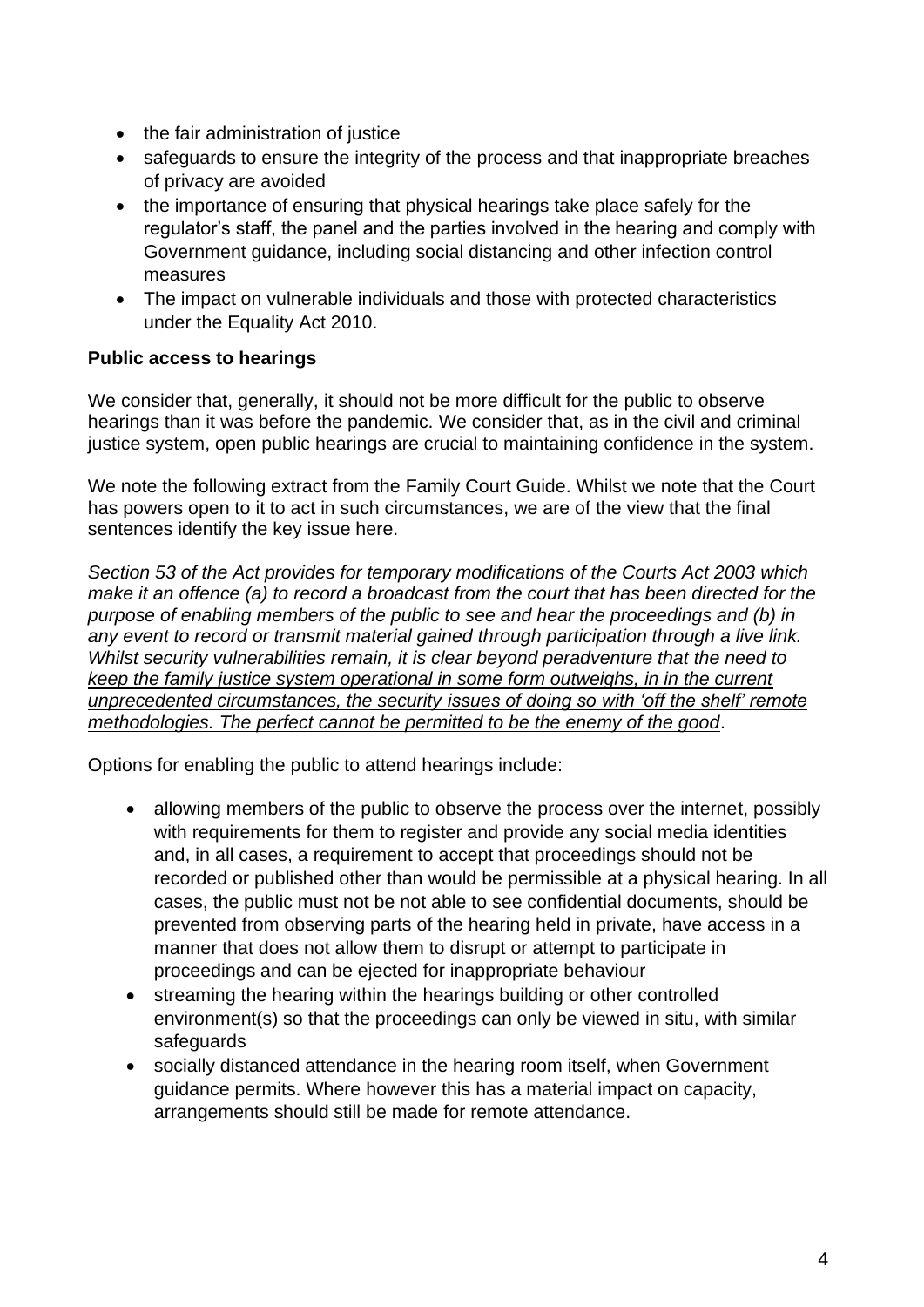- the fair administration of justice
- safeguards to ensure the integrity of the process and that inappropriate breaches of privacy are avoided
- the importance of ensuring that physical hearings take place safely for the regulator's staff, the panel and the parties involved in the hearing and comply with Government guidance, including social distancing and other infection control measures
- The impact on vulnerable individuals and those with protected characteristics under the Equality Act 2010.

**Public access to hearings**

We consider that, generally, it should not be more difficult for the public to observe hearings than it was before the pandemic. We consider that, as in the civil and criminal justice system, open public hearings are crucial to maintaining confidence in the system.

We note the following extract from the Family Court Guide. Whilst we note that the Court has powers open to it to act in such circumstances, we are of the view that the final sentences identify the key issue here.

*Section 53 of the Act provides for temporary modifications of the Courts Act 2003 which make it an offence (a) to record a broadcast from the court that has been directed for the purpose of enabling members of the public to see and hear the proceedings and (b) in any event to record or transmit material gained through participation through a live link. <u>Whilst security vulnerabilities remain, it is clear beyond peradventure that the need to keep the family justice system operational in some form outweighs, in in the current unprecedented circumstances, the security issues of doing so with 'off the shelf' remote methodologies. The perfect cannot be permitted to be the enemy of the good</u>*.

Options for enabling the public to attend hearings include:

- allowing members of the public to observe the process over the internet, possibly with requirements for them to register and provide any social media identities and, in all cases, a requirement to accept that proceedings should not be recorded or published other than would be permissible at a physical hearing. In all cases, the public must not be not able to see confidential documents, should be prevented from observing parts of the hearing held in private, have access in a manner that does not allow them to disrupt or attempt to participate in proceedings and can be ejected for inappropriate behaviour
- streaming the hearing within the hearings building or other controlled environment(s) so that the proceedings can only be viewed in situ, with similar safeguards
- socially distanced attendance in the hearing room itself, when Government guidance permits. Where however this has a material impact on capacity, arrangements should still be made for remote attendance.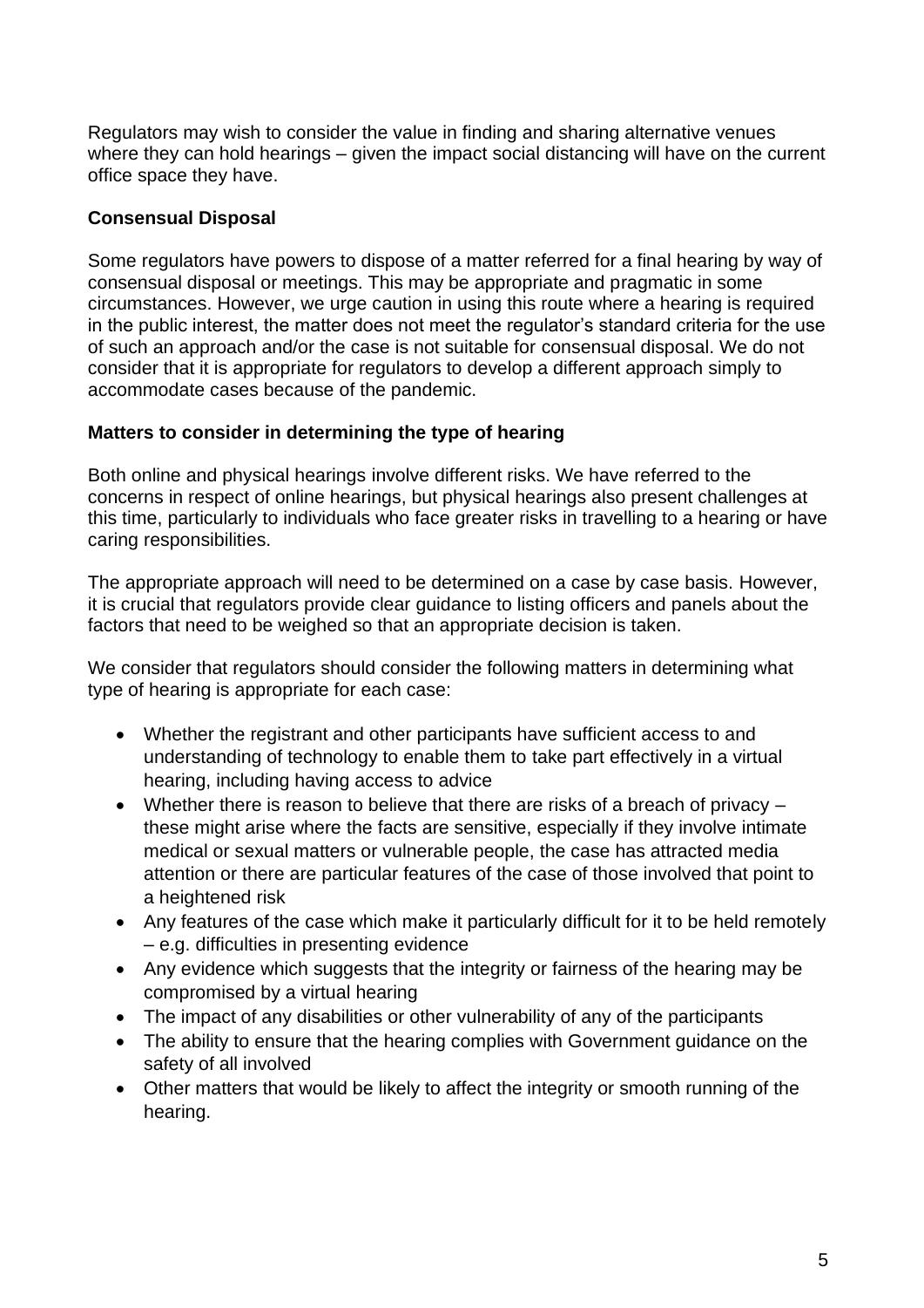Regulators may wish to consider the value in finding and sharing alternative venues where they can hold hearings – given the impact social distancing will have on the current office space they have.

**Consensual Disposal**

Some regulators have powers to dispose of a matter referred for a final hearing by way of consensual disposal or meetings. This may be appropriate and pragmatic in some circumstances. However, we urge caution in using this route where a hearing is required in the public interest, the matter does not meet the regulator's standard criteria for the use of such an approach and/or the case is not suitable for consensual disposal. We do not consider that it is appropriate for regulators to develop a different approach simply to accommodate cases because of the pandemic.

**Matters to consider in determining the type of hearing**

Both online and physical hearings involve different risks. We have referred to the concerns in respect of online hearings, but physical hearings also present challenges at this time, particularly to individuals who face greater risks in travelling to a hearing or have caring responsibilities.

The appropriate approach will need to be determined on a case by case basis. However, it is crucial that regulators provide clear guidance to listing officers and panels about the factors that need to be weighed so that an appropriate decision is taken.

We consider that regulators should consider the following matters in determining what type of hearing is appropriate for each case:

- Whether the registrant and other participants have sufficient access to and understanding of technology to enable them to take part effectively in a virtual hearing, including having access to advice
- Whether there is reason to believe that there are risks of a breach of privacy – these might arise where the facts are sensitive, especially if they involve intimate medical or sexual matters or vulnerable people, the case has attracted media attention or there are particular features of the case of those involved that point to a heightened risk
- Any features of the case which make it particularly difficult for it to be held remotely – e.g. difficulties in presenting evidence
- Any evidence which suggests that the integrity or fairness of the hearing may be compromised by a virtual hearing
- The impact of any disabilities or other vulnerability of any of the participants
- The ability to ensure that the hearing complies with Government guidance on the safety of all involved
- Other matters that would be likely to affect the integrity or smooth running of the hearing.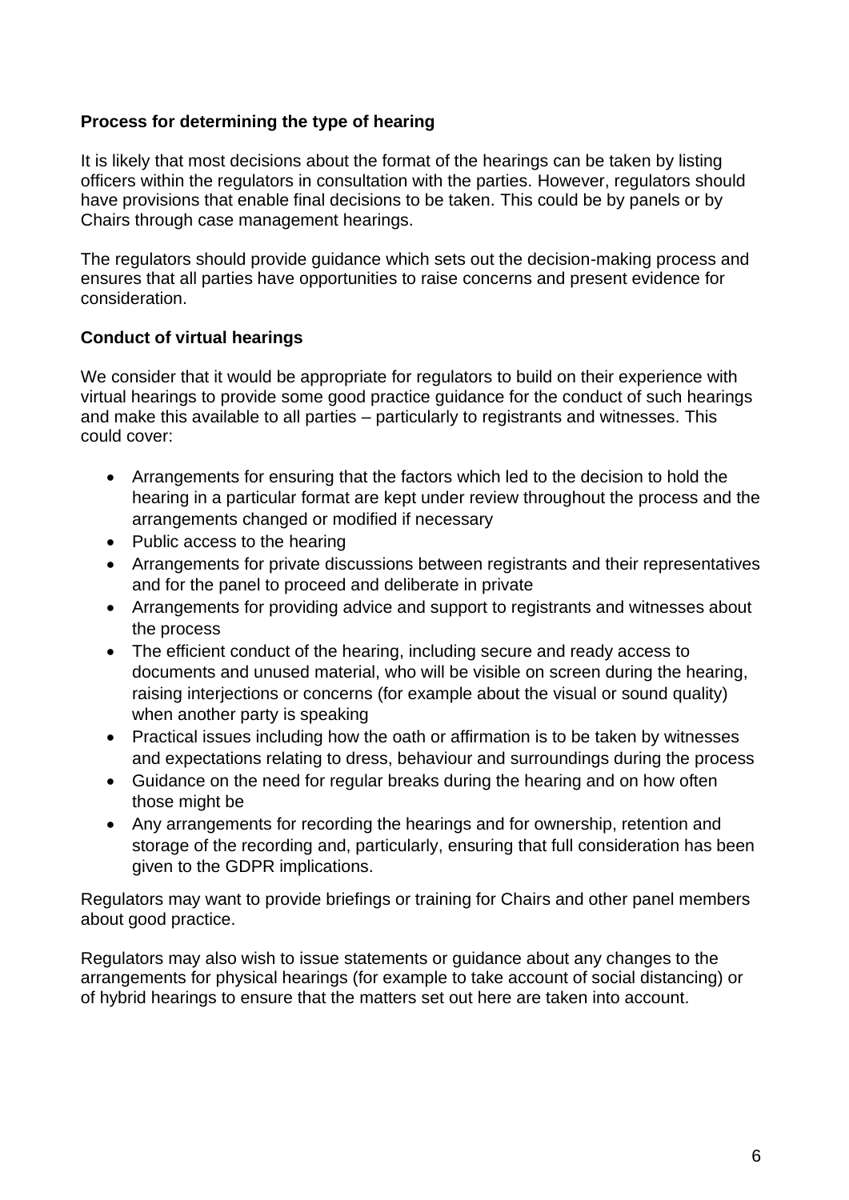**Process for determining the type of hearing**

It is likely that most decisions about the format of the hearings can be taken by listing officers within the regulators in consultation with the parties. However, regulators should have provisions that enable final decisions to be taken. This could be by panels or by Chairs through case management hearings.

The regulators should provide guidance which sets out the decision-making process and ensures that all parties have opportunities to raise concerns and present evidence for consideration.

**Conduct of virtual hearings**

We consider that it would be appropriate for regulators to build on their experience with virtual hearings to provide some good practice guidance for the conduct of such hearings and make this available to all parties – particularly to registrants and witnesses. This could cover:

- Arrangements for ensuring that the factors which led to the decision to hold the hearing in a particular format are kept under review throughout the process and the arrangements changed or modified if necessary
- Public access to the hearing
- Arrangements for private discussions between registrants and their representatives and for the panel to proceed and deliberate in private
- Arrangements for providing advice and support to registrants and witnesses about the process
- The efficient conduct of the hearing, including secure and ready access to documents and unused material, who will be visible on screen during the hearing, raising interjections or concerns (for example about the visual or sound quality) when another party is speaking
- Practical issues including how the oath or affirmation is to be taken by witnesses and expectations relating to dress, behaviour and surroundings during the process
- Guidance on the need for regular breaks during the hearing and on how often those might be
- Any arrangements for recording the hearings and for ownership, retention and storage of the recording and, particularly, ensuring that full consideration has been given to the GDPR implications.

Regulators may want to provide briefings or training for Chairs and other panel members about good practice.

Regulators may also wish to issue statements or guidance about any changes to the arrangements for physical hearings (for example to take account of social distancing) or of hybrid hearings to ensure that the matters set out here are taken into account.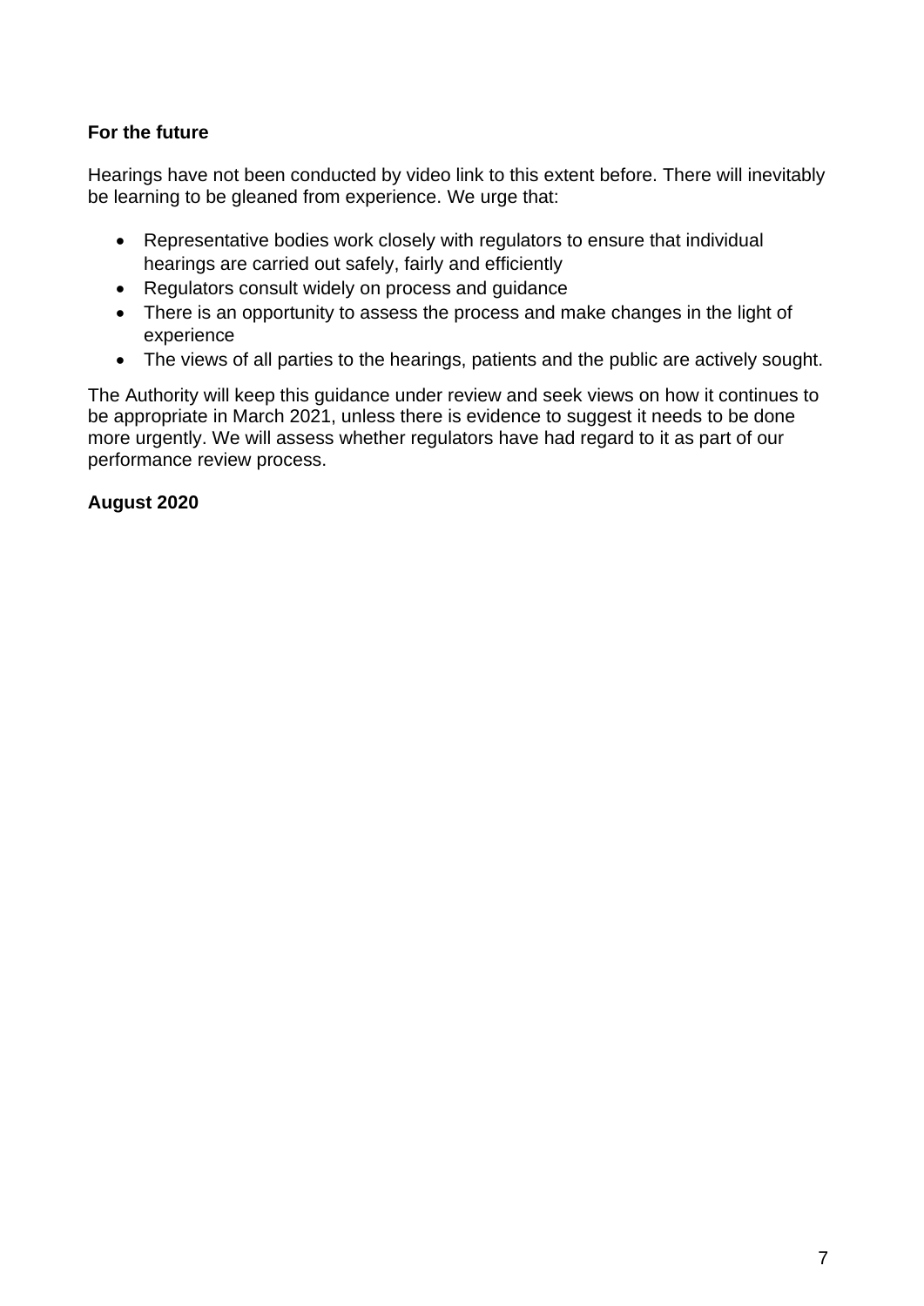**For the future**

Hearings have not been conducted by video link to this extent before. There will inevitably be learning to be gleaned from experience. We urge that:

- Representative bodies work closely with regulators to ensure that individual hearings are carried out safely, fairly and efficiently
- Regulators consult widely on process and guidance
- There is an opportunity to assess the process and make changes in the light of experience
- The views of all parties to the hearings, patients and the public are actively sought.

The Authority will keep this guidance under review and seek views on how it continues to be appropriate in March 2021, unless there is evidence to suggest it needs to be done more urgently. We will assess whether regulators have had regard to it as part of our performance review process.

**August 2020**